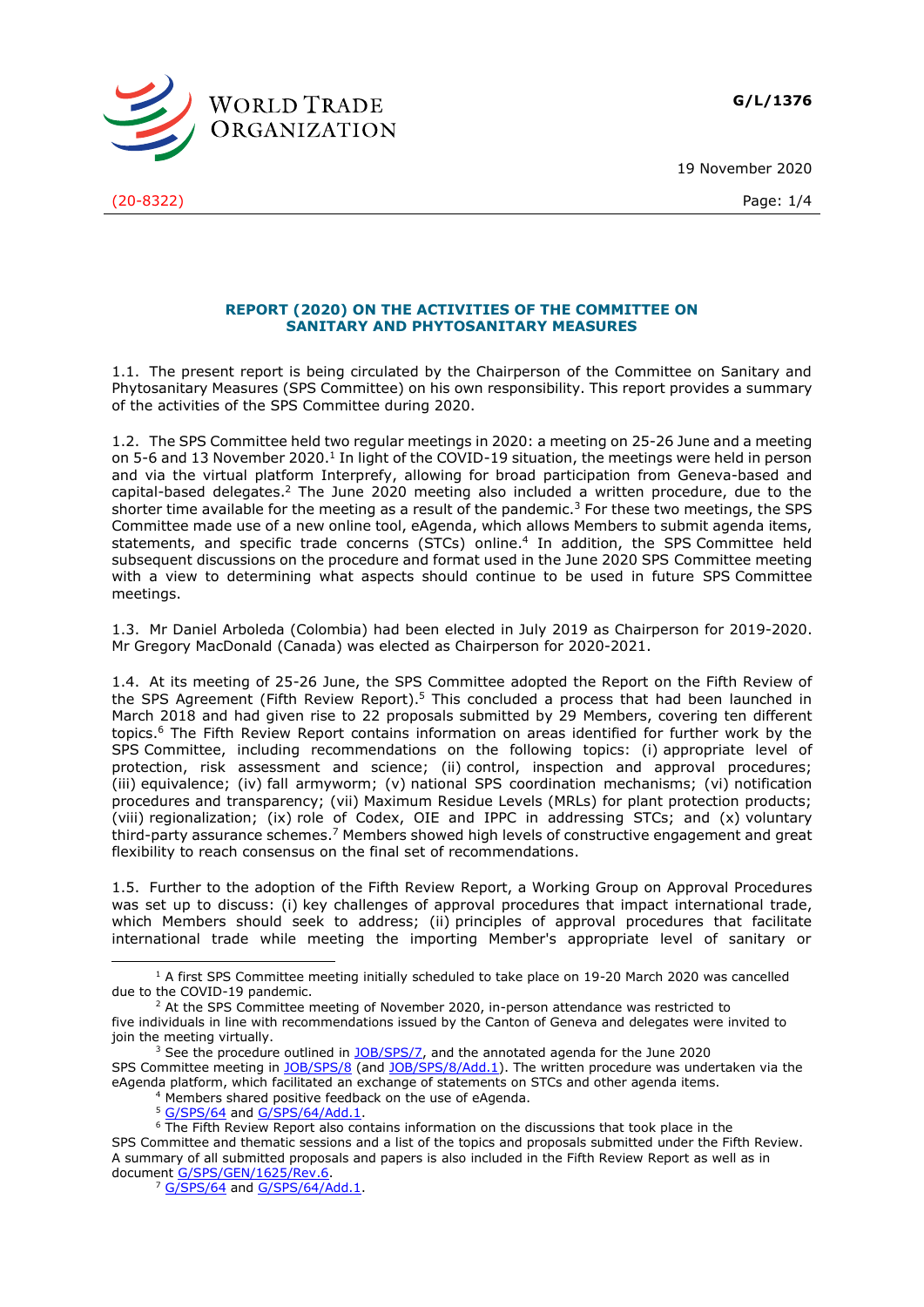**G/L/1376**

19 November 2020

(20-8322)

# REPORT (2020) ON THE ACTIVITIES OF THE COMMITTEE ON SANITARY AND PHYTOSANITARY MEASURES

1.1. The present report is being circulated by the Chairperson of the Committee on Sanitary and Phytosanitary Measures (SPS Committee) on his own responsibility. This report provides a summary of the activities of the SPS Committee during 2020.

1.2. The SPS Committee held two regular meetings in 2020: a meeting on 25-26 June and a meeting on 5-6 and 13 November 2020.[1] In light of the COVID-19 situation, the meetings were held in person and via the virtual platform Interprefy, allowing for broad participation from Geneva-based and capital-based delegates.[2] The June 2020 meeting also included a written procedure, due to the shorter time available for the meeting as a result of the pandemic.[3] For these two meetings, the SPS Committee made use of a new online tool, eAgenda, which allows Members to submit agenda items, statements, and specific trade concerns (STCs) online.[4] In addition, the SPS Committee held subsequent discussions on the procedure and format used in the June 2020 SPS Committee meeting with a view to determining what aspects should continue to be used in future SPS Committee meetings.

1.3. Mr Daniel Arboleda (Colombia) had been elected in July 2019 as Chairperson for 2019-2020. Mr Gregory MacDonald (Canada) was elected as Chairperson for 2020-2021.

1.4. At its meeting of 25-26 June, the SPS Committee adopted the Report on the Fifth Review of the SPS Agreement (Fifth Review Report).[5] This concluded a process that had been launched in March 2018 and had given rise to 22 proposals submitted by 29 Members, covering ten different topics.[6] The Fifth Review Report contains information on areas identified for further work by the SPS Committee, including recommendations on the following topics: (i) appropriate level of protection, risk assessment and science; (ii) control, inspection and approval procedures; (iii) equivalence; (iv) fall armyworm; (v) national SPS coordination mechanisms; (vi) notification procedures and transparency; (vii) Maximum Residue Levels (MRLs) for plant protection products; (viii) regionalization; (ix) role of Codex, OIE and IPPC in addressing STCs; and (x) voluntary third-party assurance schemes.[7] Members showed high levels of constructive engagement and great flexibility to reach consensus on the final set of recommendations.

1.5. Further to the adoption of the Fifth Review Report, a Working Group on Approval Procedures was set up to discuss: (i) key challenges of approval procedures that impact international trade, which Members should seek to address; (ii) principles of approval procedures that facilitate international trade while meeting the importing Member's appropriate level of sanitary or

---

[1] A first SPS Committee meeting initially scheduled to take place on 19-20 March 2020 was cancelled due to the COVID-19 pandemic.

[2] At the SPS Committee meeting of November 2020, in-person attendance was restricted to five individuals in line with recommendations issued by the Canton of Geneva and delegates were invited to join the meeting virtually.

[3] See the procedure outlined in JOB/SPS/7, and the annotated agenda for the June 2020 SPS Committee meeting in JOB/SPS/8 (and JOB/SPS/8/Add.1). The written procedure was undertaken via the eAgenda platform, which facilitated an exchange of statements on STCs and other agenda items.

[4] Members shared positive feedback on the use of eAgenda.

[5] G/SPS/64 and G/SPS/64/Add.1.

[6] The Fifth Review Report also contains information on the discussions that took place in the SPS Committee and thematic sessions and a list of the topics and proposals submitted under the Fifth Review. A summary of all submitted proposals and papers is also included in the Fifth Review Report as well as in document G/SPS/GEN/1625/Rev.6.

[7] G/SPS/64 and G/SPS/64/Add.1.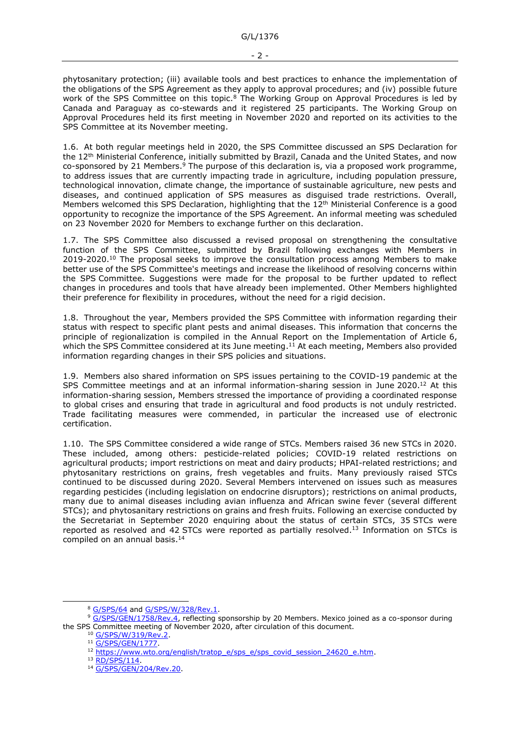phytosanitary protection; (iii) available tools and best practices to enhance the implementation of the obligations of the SPS Agreement as they apply to approval procedures; and (iv) possible future work of the SPS Committee on this topic.[8] The Working Group on Approval Procedures is led by Canada and Paraguay as co-stewards and it registered 25 participants. The Working Group on Approval Procedures held its first meeting in November 2020 and reported on its activities to the SPS Committee at its November meeting.

1.6. At both regular meetings held in 2020, the SPS Committee discussed an SPS Declaration for the 12th Ministerial Conference, initially submitted by Brazil, Canada and the United States, and now co-sponsored by 21 Members.[9] The purpose of this declaration is, via a proposed work programme, to address issues that are currently impacting trade in agriculture, including population pressure, technological innovation, climate change, the importance of sustainable agriculture, new pests and diseases, and continued application of SPS measures as disguised trade restrictions. Overall, Members welcomed this SPS Declaration, highlighting that the 12th Ministerial Conference is a good opportunity to recognize the importance of the SPS Agreement. An informal meeting was scheduled on 23 November 2020 for Members to exchange further on this declaration.

1.7. The SPS Committee also discussed a revised proposal on strengthening the consultative function of the SPS Committee, submitted by Brazil following exchanges with Members in 2019-2020.[10] The proposal seeks to improve the consultation process among Members to make better use of the SPS Committee's meetings and increase the likelihood of resolving concerns within the SPS Committee. Suggestions were made for the proposal to be further updated to reflect changes in procedures and tools that have already been implemented. Other Members highlighted their preference for flexibility in procedures, without the need for a rigid decision.

1.8. Throughout the year, Members provided the SPS Committee with information regarding their status with respect to specific plant pests and animal diseases. This information that concerns the principle of regionalization is compiled in the Annual Report on the Implementation of Article 6, which the SPS Committee considered at its June meeting.[11] At each meeting, Members also provided information regarding changes in their SPS policies and situations.

1.9. Members also shared information on SPS issues pertaining to the COVID-19 pandemic at the SPS Committee meetings and at an informal information-sharing session in June 2020.[12] At this information-sharing session, Members stressed the importance of providing a coordinated response to global crises and ensuring that trade in agricultural and food products is not unduly restricted. Trade facilitating measures were commended, in particular the increased use of electronic certification.

1.10. The SPS Committee considered a wide range of STCs. Members raised 36 new STCs in 2020. These included, among others: pesticide-related policies; COVID-19 related restrictions on agricultural products; import restrictions on meat and dairy products; HPAI-related restrictions; and phytosanitary restrictions on grains, fresh vegetables and fruits. Many previously raised STCs continued to be discussed during 2020. Several Members intervened on issues such as measures regarding pesticides (including legislation on endocrine disruptors); restrictions on animal products, many due to animal diseases including avian influenza and African swine fever (several different STCs); and phytosanitary restrictions on grains and fresh fruits. Following an exercise conducted by the Secretariat in September 2020 enquiring about the status of certain STCs, 35 STCs were reported as resolved and 42 STCs were reported as partially resolved.[13] Information on STCs is compiled on an annual basis.[14]

---

[8] G/SPS/64 and G/SPS/W/328/Rev.1.

[9] G/SPS/GEN/1758/Rev.4, reflecting sponsorship by 20 Members. Mexico joined as a co-sponsor during the SPS Committee meeting of November 2020, after circulation of this document.

[10] G/SPS/W/319/Rev.2.

[11] G/SPS/GEN/1777.

[12] https://www.wto.org/english/tratop_e/sps_e/sps_covid_session_24620_e.htm.

[13] RD/SPS/114.

[14] G/SPS/GEN/204/Rev.20.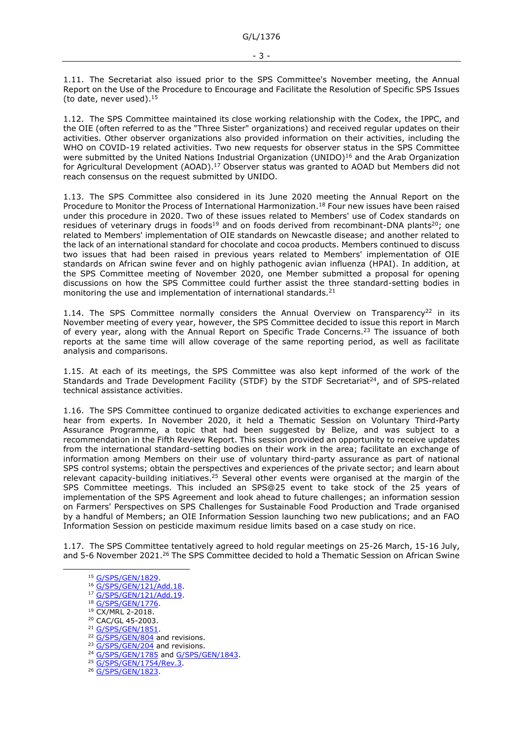1.11. The Secretariat also issued prior to the SPS Committee's November meeting, the Annual Report on the Use of the Procedure to Encourage and Facilitate the Resolution of Specific SPS Issues (to date, never used).[15]

1.12. The SPS Committee maintained its close working relationship with the Codex, the IPPC, and the OIE (often referred to as the "Three Sister" organizations) and received regular updates on their activities. Other observer organizations also provided information on their activities, including the WHO on COVID-19 related activities. Two new requests for observer status in the SPS Committee were submitted by the United Nations Industrial Organization (UNIDO)[16] and the Arab Organization for Agricultural Development (AOAD).[17] Observer status was granted to AOAD but Members did not reach consensus on the request submitted by UNIDO.

1.13. The SPS Committee also considered in its June 2020 meeting the Annual Report on the Procedure to Monitor the Process of International Harmonization.[18] Four new issues have been raised under this procedure in 2020. Two of these issues related to Members' use of Codex standards on residues of veterinary drugs in foods[19] and on foods derived from recombinant-DNA plants[20]; one related to Members' implementation of OIE standards on Newcastle disease; and another related to the lack of an international standard for chocolate and cocoa products. Members continued to discuss two issues that had been raised in previous years related to Members' implementation of OIE standards on African swine fever and on highly pathogenic avian influenza (HPAI). In addition, at the SPS Committee meeting of November 2020, one Member submitted a proposal for opening discussions on how the SPS Committee could further assist the three standard-setting bodies in monitoring the use and implementation of international standards.[21]

1.14. The SPS Committee normally considers the Annual Overview on Transparency[22] in its November meeting of every year, however, the SPS Committee decided to issue this report in March of every year, along with the Annual Report on Specific Trade Concerns.[23] The issuance of both reports at the same time will allow coverage of the same reporting period, as well as facilitate analysis and comparisons.

1.15. At each of its meetings, the SPS Committee was also kept informed of the work of the Standards and Trade Development Facility (STDF) by the STDF Secretariat[24], and of SPS-related technical assistance activities.

1.16. The SPS Committee continued to organize dedicated activities to exchange experiences and hear from experts. In November 2020, it held a Thematic Session on Voluntary Third-Party Assurance Programme, a topic that had been suggested by Belize, and was subject to a recommendation in the Fifth Review Report. This session provided an opportunity to receive updates from the international standard-setting bodies on their work in the area; facilitate an exchange of information among Members on their use of voluntary third-party assurance as part of national SPS control systems; obtain the perspectives and experiences of the private sector; and learn about relevant capacity-building initiatives.[25] Several other events were organised at the margin of the SPS Committee meetings. This included an SPS@25 event to take stock of the 25 years of implementation of the SPS Agreement and look ahead to future challenges; an information session on Farmers' Perspectives on SPS Challenges for Sustainable Food Production and Trade organised by a handful of Members; an OIE Information Session launching two new publications; and an FAO Information Session on pesticide maximum residue limits based on a case study on rice.

1.17. The SPS Committee tentatively agreed to hold regular meetings on 25-26 March, 15-16 July, and 5-6 November 2021.[26] The SPS Committee decided to hold a Thematic Session on African Swine

---

[15] G/SPS/GEN/1829.

[16] G/SPS/GEN/121/Add.18.

[17] G/SPS/GEN/121/Add.19.

[18] G/SPS/GEN/1776.

[19] CX/MRL 2-2018.

[20] CAC/GL 45-2003.

[21] G/SPS/GEN/1851.

[22] G/SPS/GEN/804 and revisions.

[23] G/SPS/GEN/204 and revisions.

[24] G/SPS/GEN/1785 and G/SPS/GEN/1843.

[25] G/SPS/GEN/1754/Rev.3.

[26] G/SPS/GEN/1823.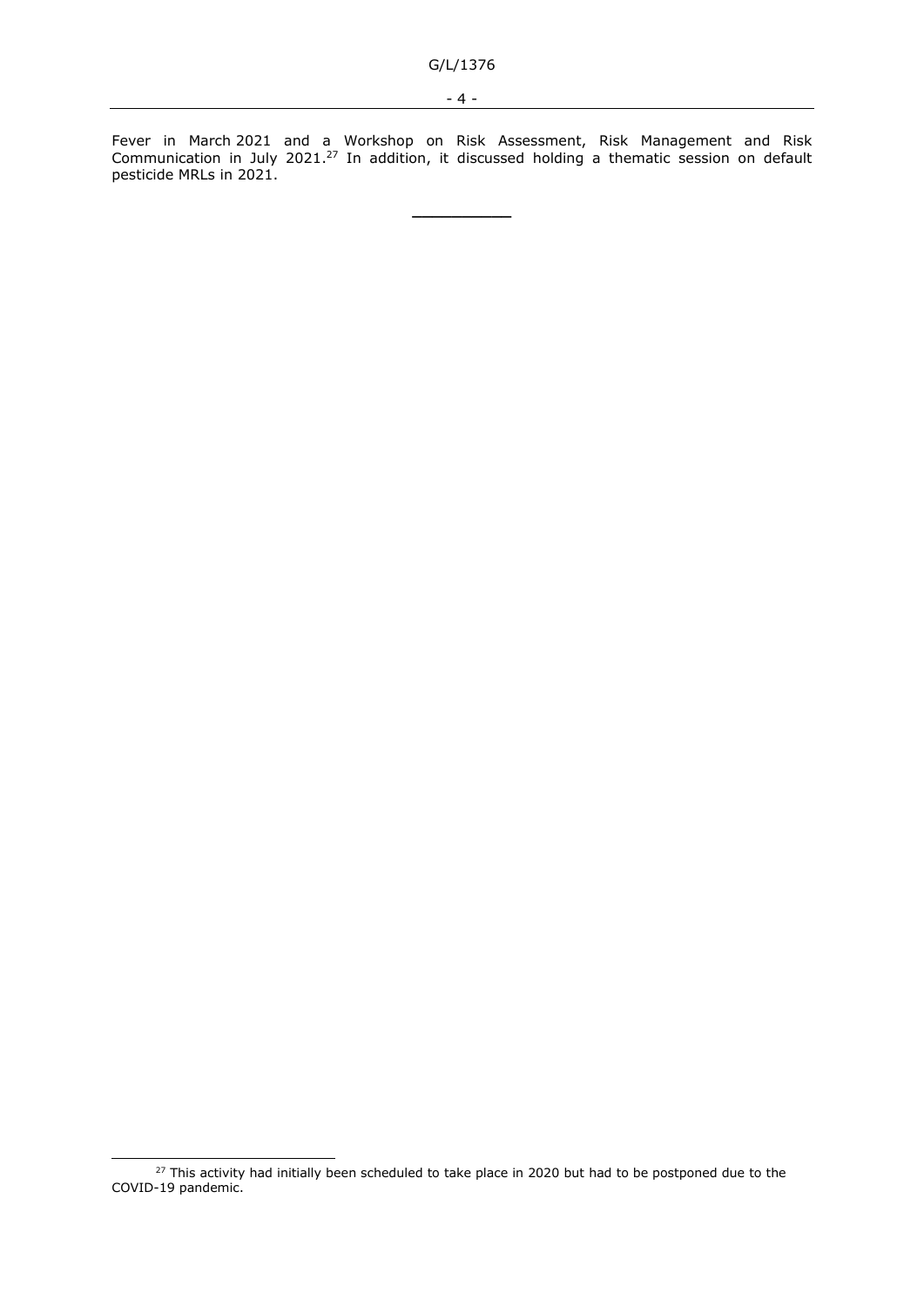Fever in March 2021 and a Workshop on Risk Assessment, Risk Management and Risk Communication in July 2021.[27] In addition, it discussed holding a thematic session on default pesticide MRLs in 2021.

---

[27] This activity had initially been scheduled to take place in 2020 but had to be postponed due to the COVID-19 pandemic.